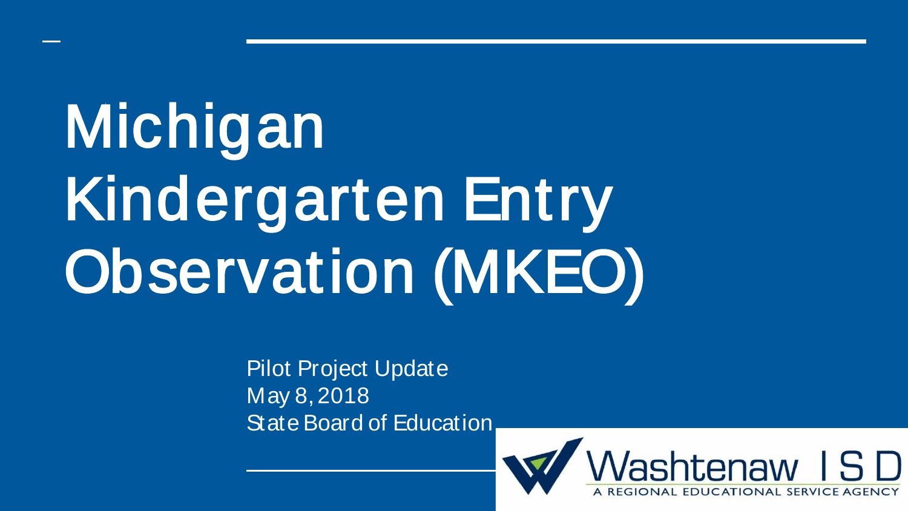# Michigan Kindergarten Entry Observation (MKEO)

Pilot Project Update
May 8, 2018
State Board of Education

Washtenaw ISD
A REGIONAL EDUCATIONAL SERVICE AGENCY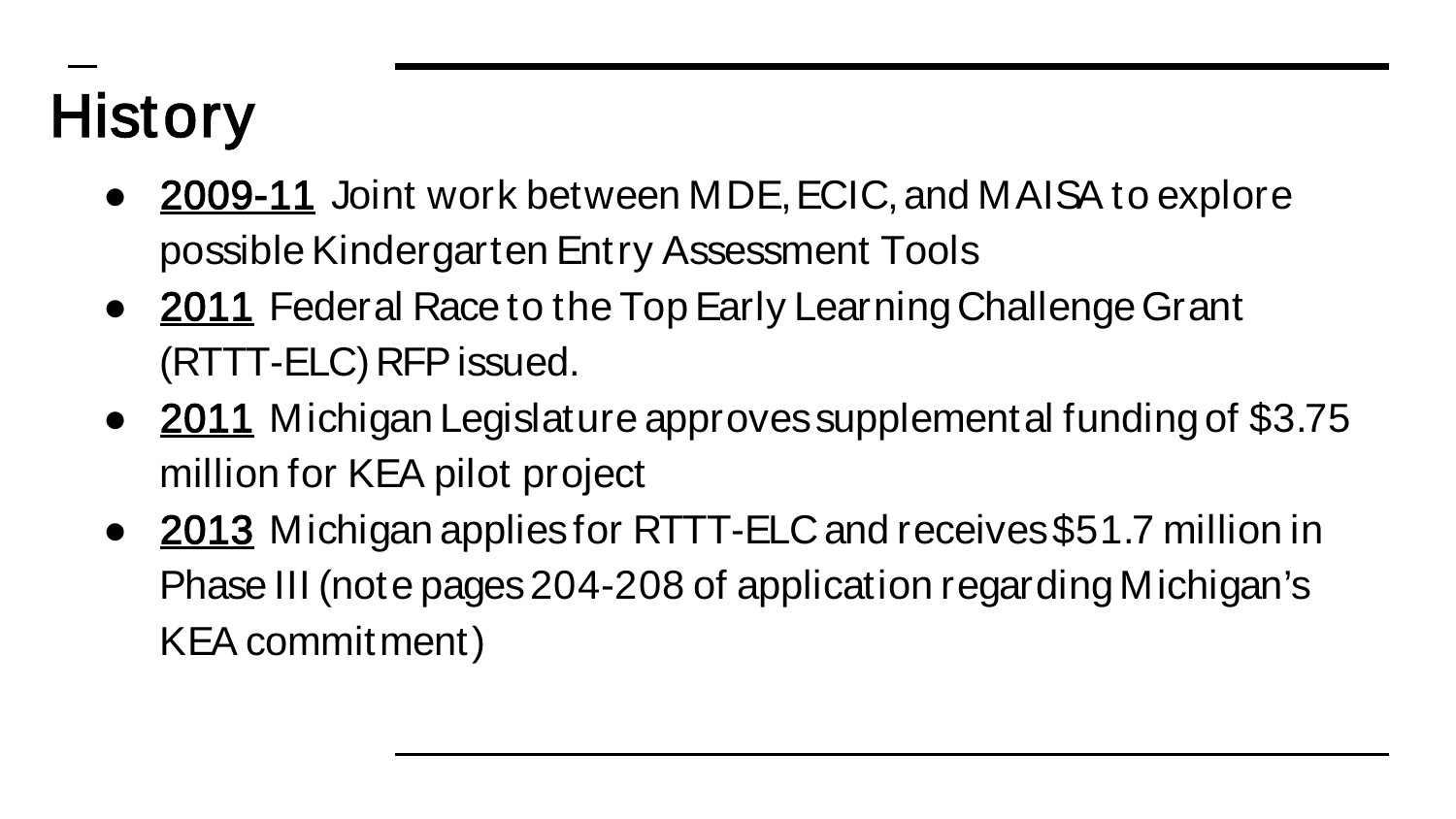# History

- **2009-11** Joint work between MDE, ECIC, and MAISA to explore possible Kindergarten Entry Assessment Tools
- **2011** Federal Race to the Top Early Learning Challenge Grant (RTTT-ELC) RFP issued.
- **2011** Michigan Legislature approves supplemental funding of $3.75 million for KEA pilot project
- **2013** Michigan applies for RTTT-ELC and receives $51.7 million in Phase III (note pages 204-208 of application regarding Michigan's KEA commitment)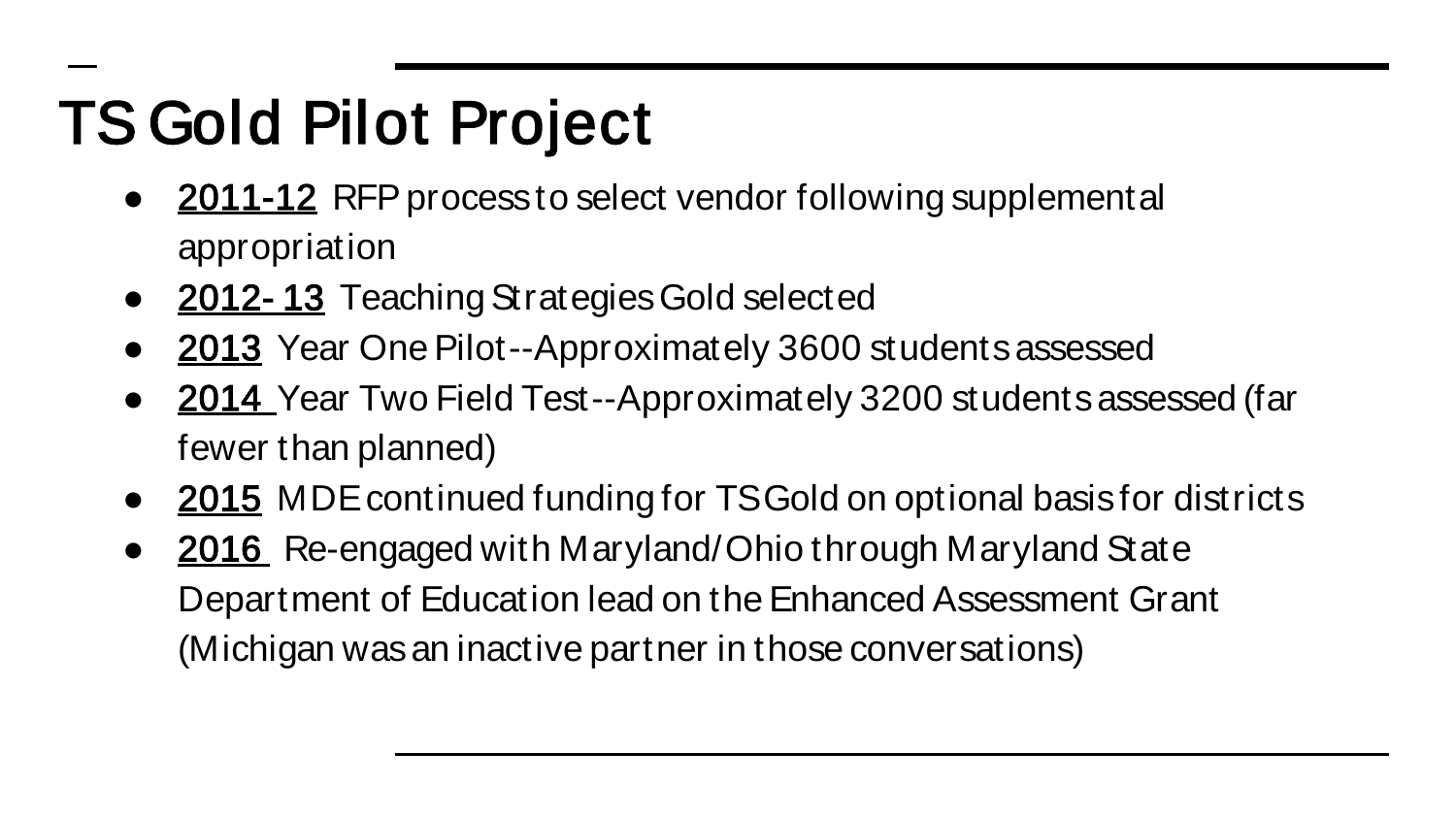# TS Gold Pilot Project

- **2011-12** RFP process to select vendor following supplemental appropriation
- **2012- 13** Teaching Strategies Gold selected
- **2013** Year One Pilot--Approximately 3600 students assessed
- **2014** Year Two Field Test--Approximately 3200 students assessed (far fewer than planned)
- **2015** MDE continued funding for TS Gold on optional basis for districts
- **2016** Re-engaged with Maryland/Ohio through Maryland State Department of Education lead on the Enhanced Assessment Grant (Michigan was an inactive partner in those conversations)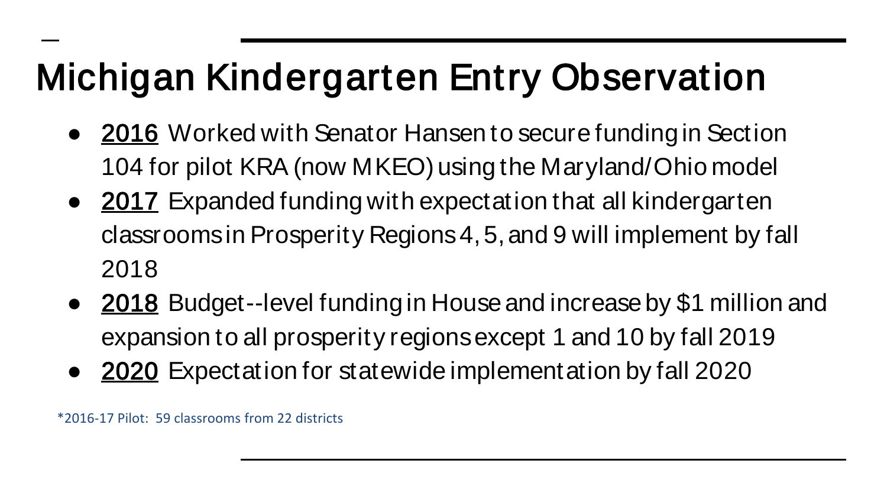# Michigan Kindergarten Entry Observation

- 2016 Worked with Senator Hansen to secure funding in Section 104 for pilot KRA (now MKEO) using the Maryland/Ohio model
- 2017 Expanded funding with expectation that all kindergarten classrooms in Prosperity Regions 4, 5, and 9 will implement by fall 2018
- 2018 Budget--level funding in House and increase by $1 million and expansion to all prosperity regions except 1 and 10 by fall 2019
- 2020 Expectation for statewide implementation by fall 2020

*2016-17 Pilot: 59 classrooms from 22 districts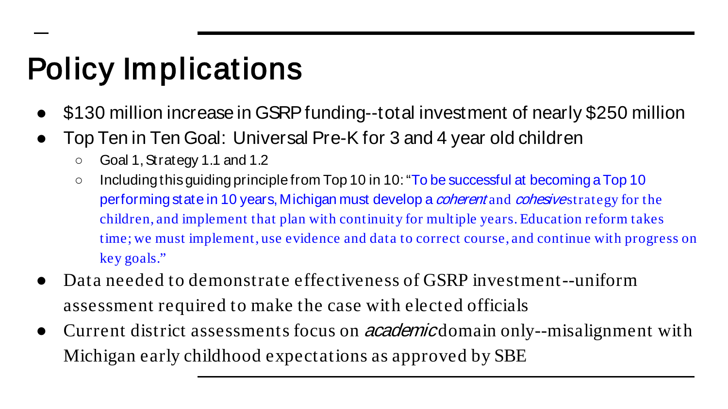# Policy Implications

- $130 million increase in GSRP funding--total investment of nearly $250 million
- Top Ten in Ten Goal: Universal Pre-K for 3 and 4 year old children
  - Goal 1, Strategy 1.1 and 1.2
  - Including this guiding principle from Top 10 in 10: "To be successful at becoming a Top 10 performing state in 10 years, Michigan must develop a *coherent* and *cohesive* strategy for the children, and implement that plan with continuity for multiple years. Education reform takes time; we must implement, use evidence and data to correct course, and continue with progress on key goals."
- Data needed to demonstrate effectiveness of GSRP investment--uniform assessment required to make the case with elected officials
- Current district assessments focus on *academic* domain only--misalignment with Michigan early childhood expectations as approved by SBE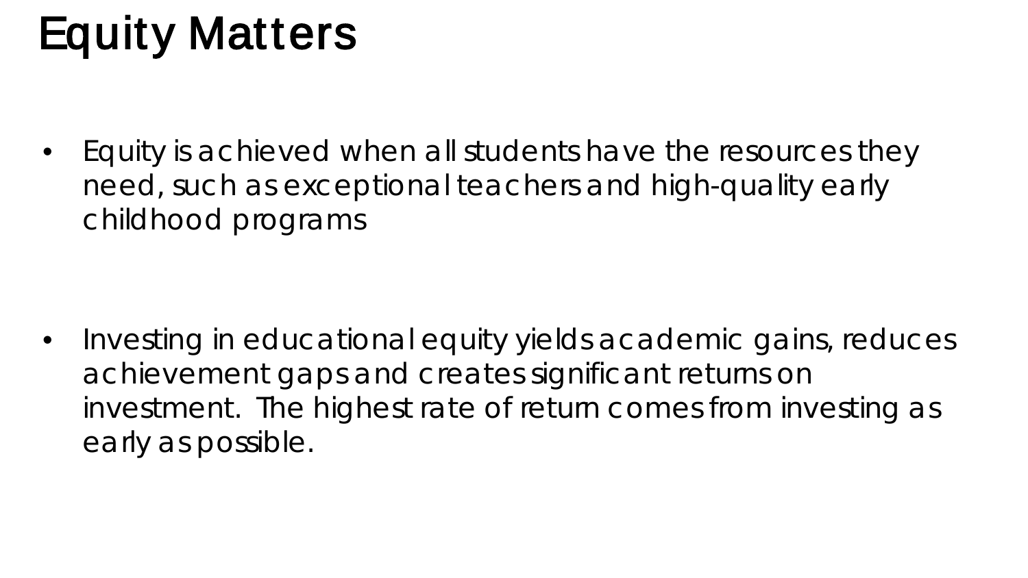# Equity Matters

- Equity is achieved when all students have the resources they need, such as exceptional teachers and high-quality early childhood programs

- Investing in educational equity yields academic gains, reduces achievement gaps and creates significant returns on investment. The highest rate of return comes from investing as early as possible.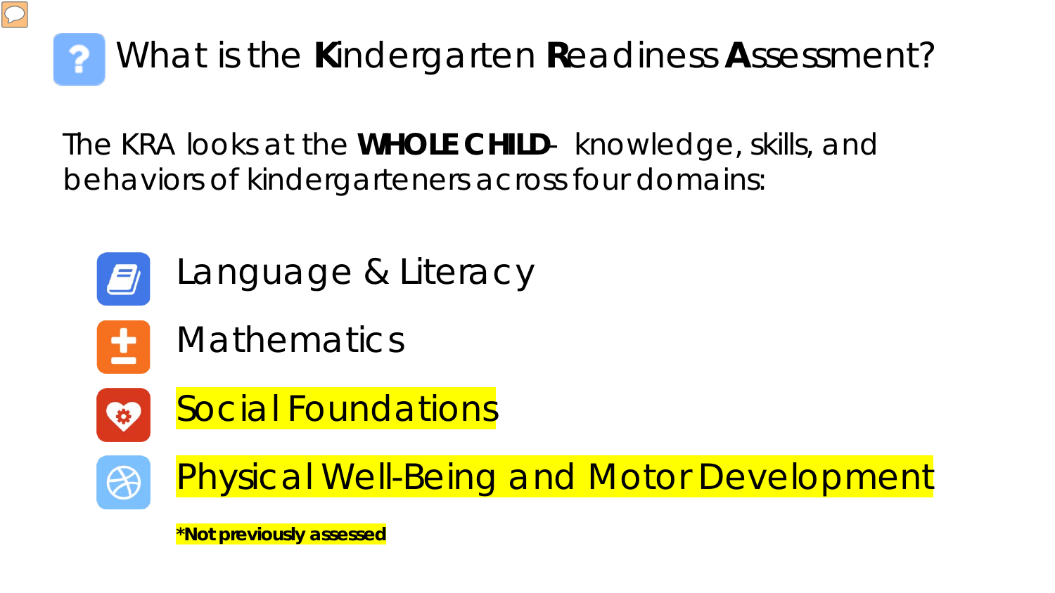# What is the **K**indergarten **R**eadiness **A**ssessment?

The KRA looks at the **WHOLE CHILD**- knowledge, skills, and behaviors of kindergarteners across four domains:

- Language & Literacy
- Mathematics
- Social Foundations
- Physical Well-Being and Motor Development

***Not previously assessed**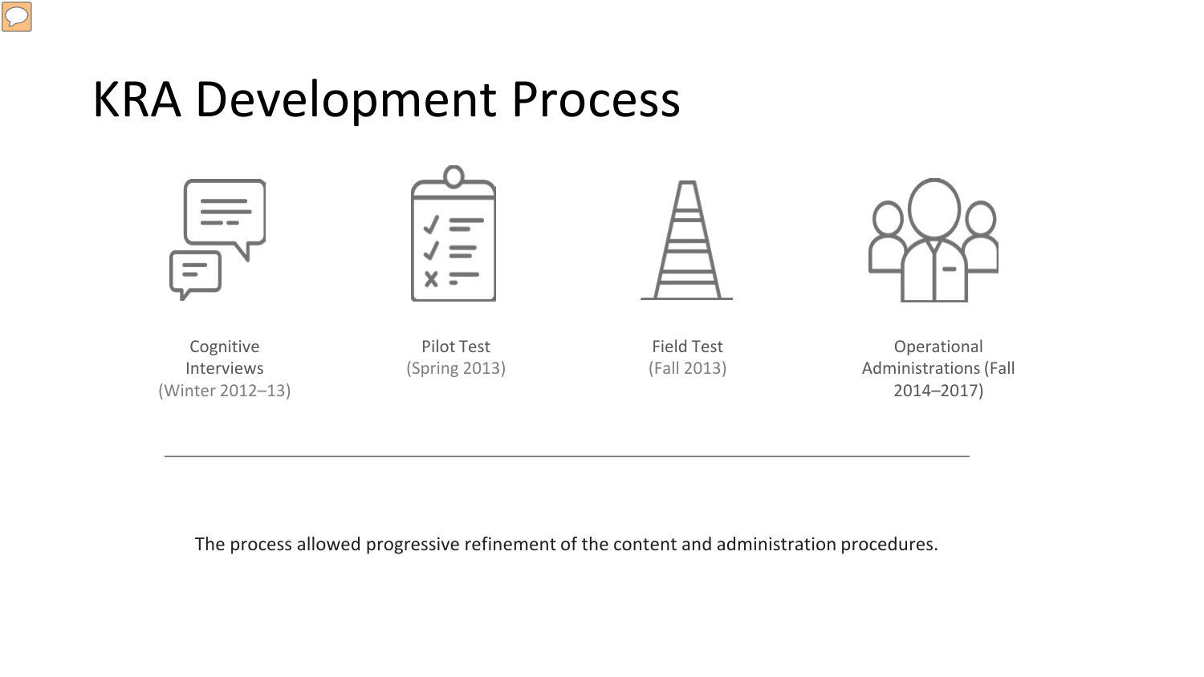# KRA Development Process

Cognitive Interviews (Winter 2012–13)

Pilot Test (Spring 2013)

Field Test (Fall 2013)

Operational Administrations (Fall 2014–2017)

The process allowed progressive refinement of the content and administration procedures.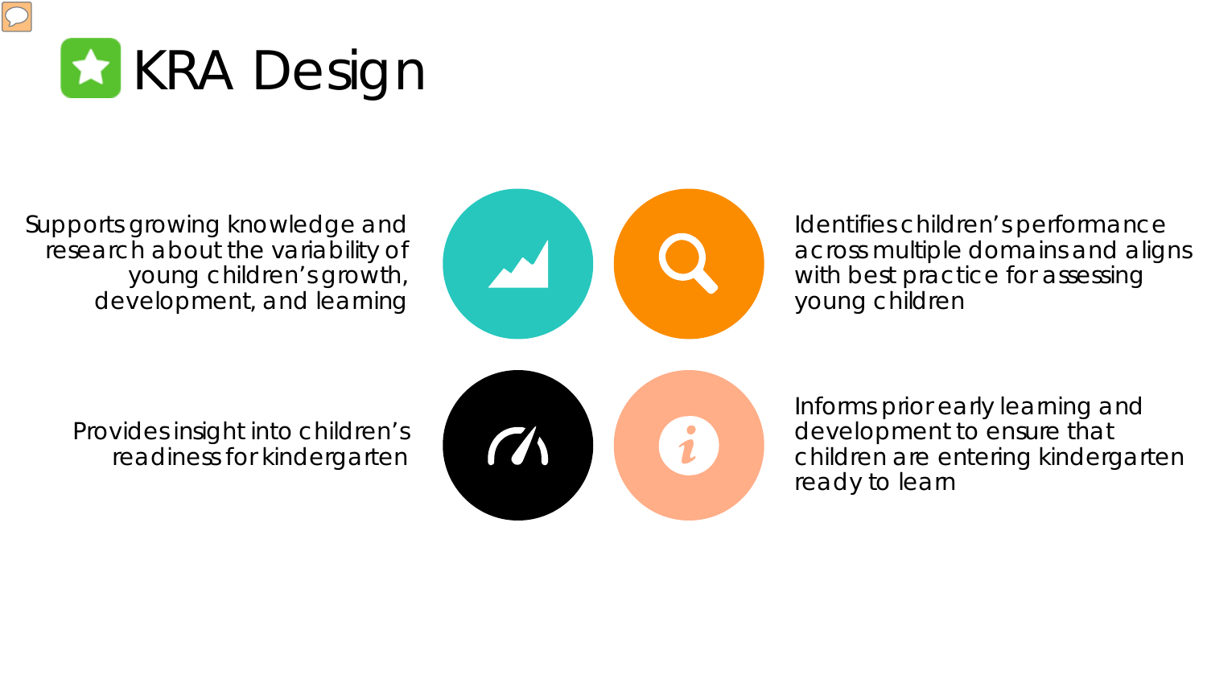# KRA Design

Supports growing knowledge and research about the variability of young children's growth, development, and learning

Identifies children's performance across multiple domains and aligns with best practice for assessing young children

Provides insight into children's readiness for kindergarten

Informs prior early learning and development to ensure that children are entering kindergarten ready to learn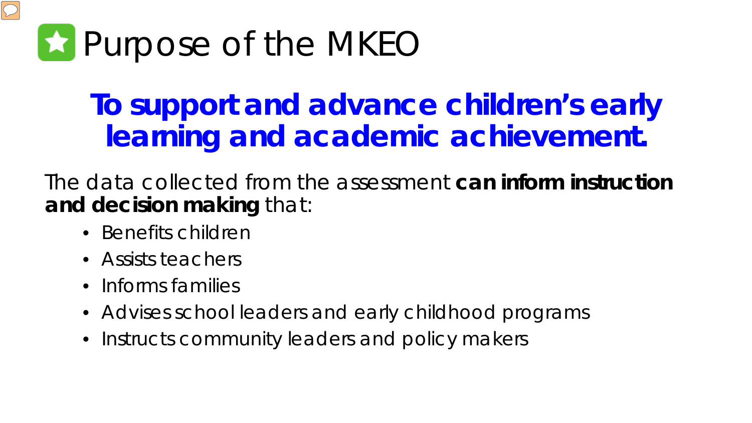# Purpose of the MKEO

## To support and advance children's early learning and academic achievement.

The data collected from the assessment **can inform instruction and decision making** that:

- Benefits children
- Assists teachers
- Informs families
- Advises school leaders and early childhood programs
- Instructs community leaders and policy makers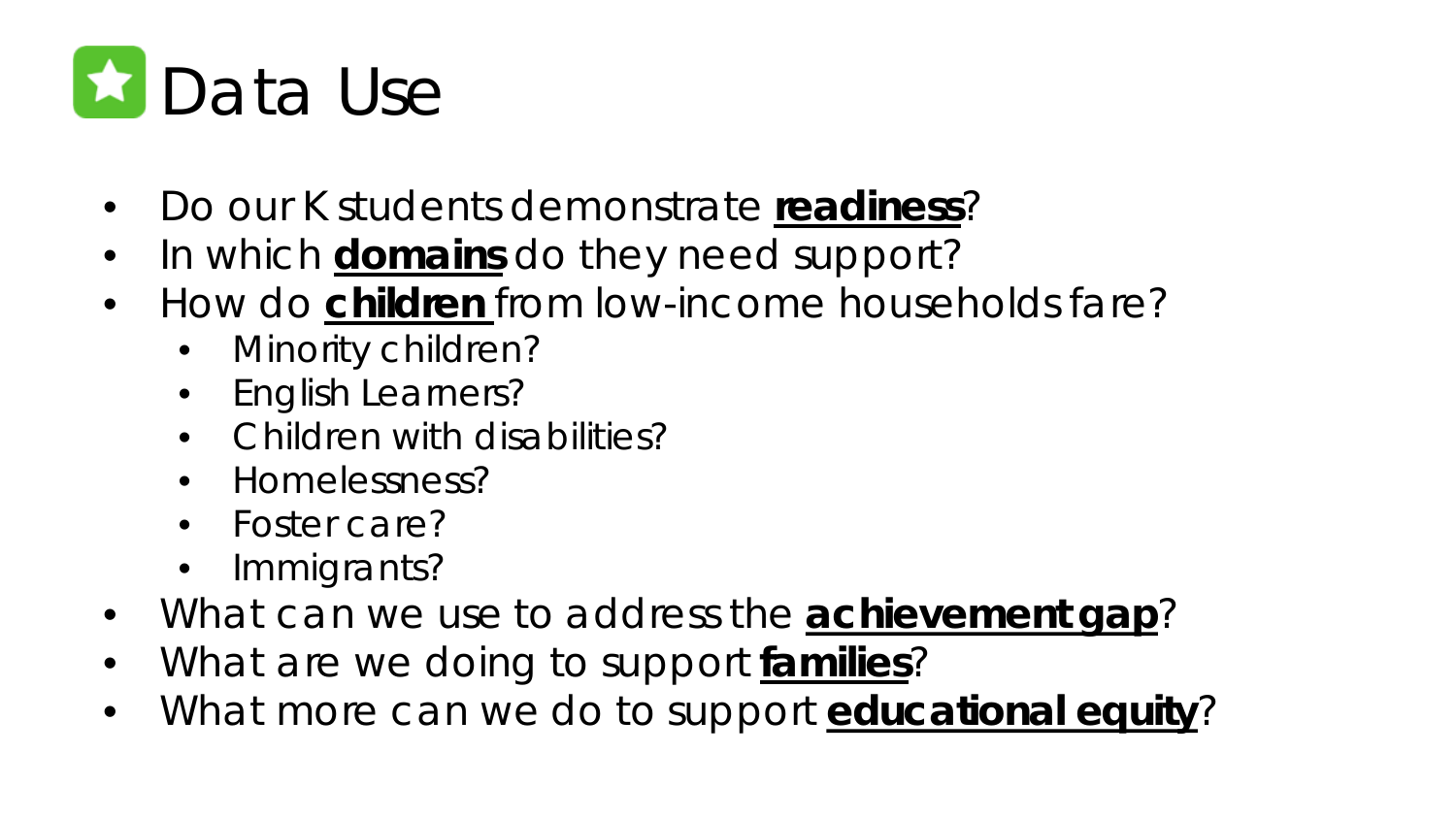# Data Use

- Do our K students demonstrate **readiness**?
- In which **domains** do they need support?
- How do **children** from low-income households fare?
  - Minority children?
  - English Learners?
  - Children with disabilities?
  - Homelessness?
  - Foster care?
  - Immigrants?
- What can we use to address the **achievement gap**?
- What are we doing to support **families**?
- What more can we do to support **educational equity**?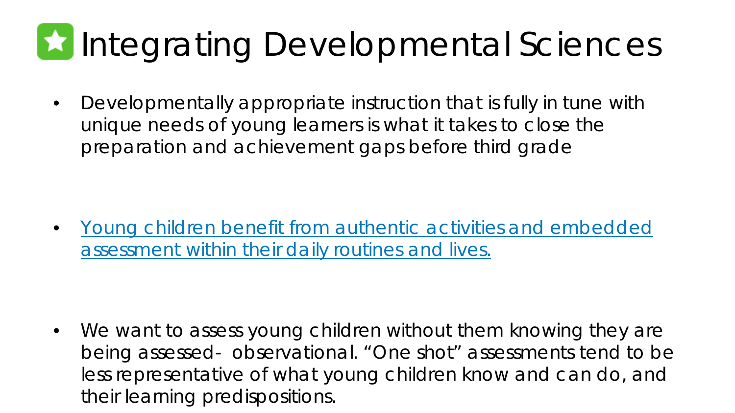# Integrating Developmental Sciences

- Developmentally appropriate instruction that is fully in tune with unique needs of young learners is what it takes to close the preparation and achievement gaps before third grade

- Young children benefit from authentic activities and embedded assessment within their daily routines and lives.

- We want to assess young children without them knowing they are being assessed- observational. "One shot" assessments tend to be less representative of what young children know and can do, and their learning predispositions.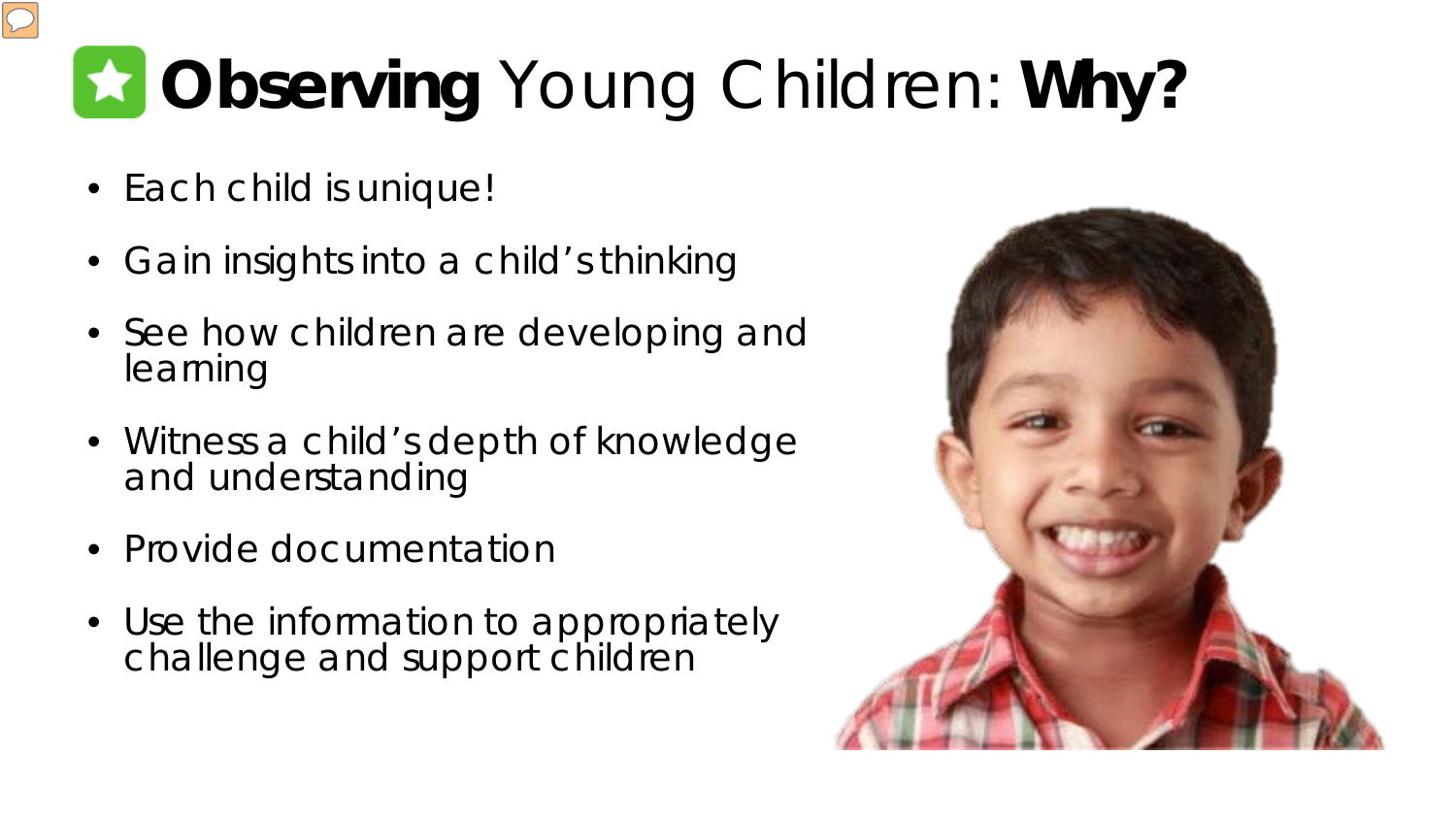# **Observing** Young Children: **Why?**

- Each child is unique!
- Gain insights into a child's thinking
- See how children are developing and learning
- Witness a child's depth of knowledge and understanding
- Provide documentation
- Use the information to appropriately challenge and support children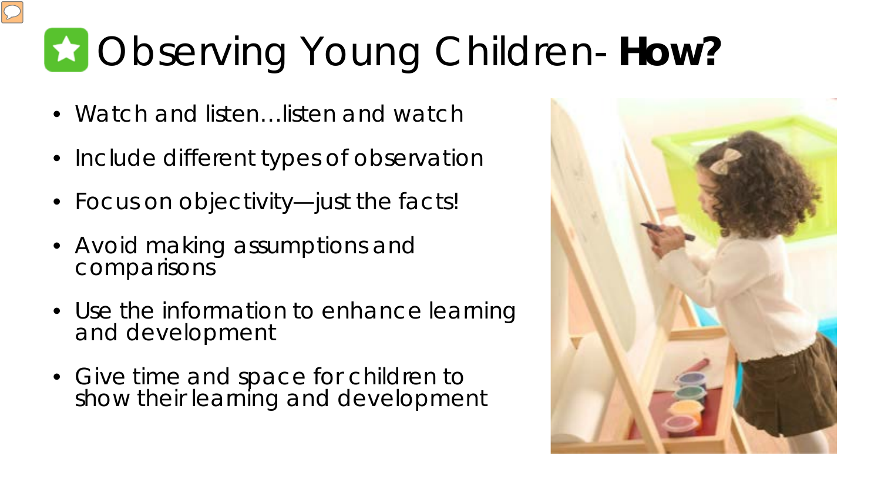# Observing Young Children- **How?**

- Watch and listen…listen and watch
- Include different types of observation
- Focus on objectivity—just the facts!
- Avoid making assumptions and comparisons
- Use the information to enhance learning and development
- Give time and space for children to show their learning and development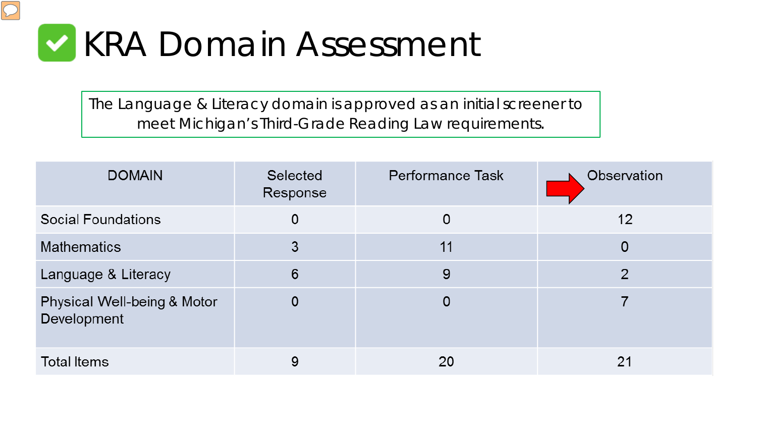# KRA Domain Assessment

The Language & Literacy domain is approved as an initial screener to meet Michigan's Third-Grade Reading Law requirements.

| DOMAIN | Selected Response | Performance Task | Observation |
|---|---|---|---|
| Social Foundations | 0 | 0 | 12 |
| Mathematics | 3 | 11 | 0 |
| Language & Literacy | 6 | 9 | 2 |
| Physical Well-being & Motor Development | 0 | 0 | 7 |
| Total Items | 9 | 20 | 21 |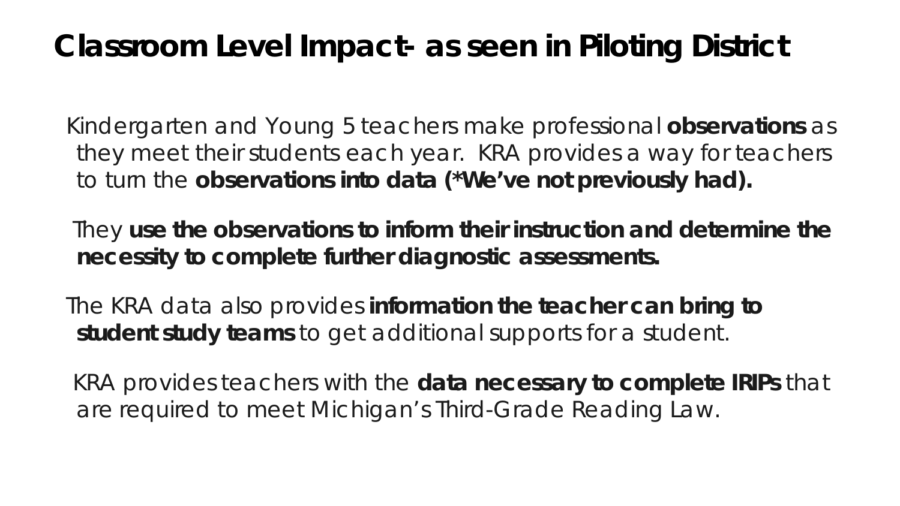# Classroom Level Impact- as seen in Piloting District

Kindergarten and Young 5 teachers make professional **observations** as they meet their students each year. KRA provides a way for teachers to turn the **observations into data (*We've not previously had).**

They **use the observations to inform their instruction and determine the necessity to complete further diagnostic assessments.**

The KRA data also provides **information the teacher can bring to student study teams** to get additional supports for a student.

KRA provides teachers with the **data necessary to complete IRIPs** that are required to meet Michigan's Third-Grade Reading Law.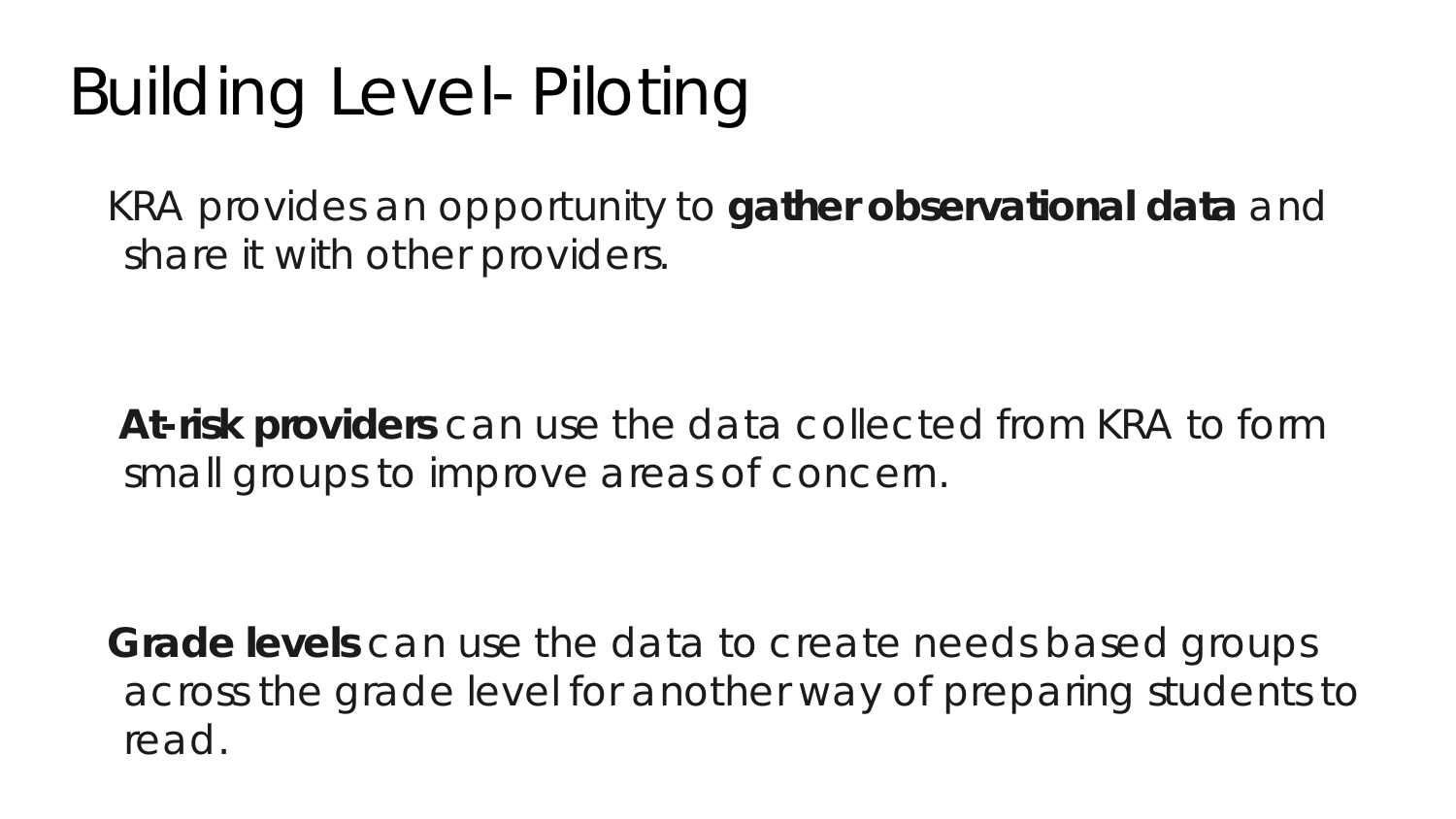# Building Level- Piloting

KRA provides an opportunity to **gather observational data** and share it with other providers.

**At-risk providers** can use the data collected from KRA to form small groups to improve areas of concern.

**Grade levels** can use the data to create needs based groups across the grade level for another way of preparing students to read.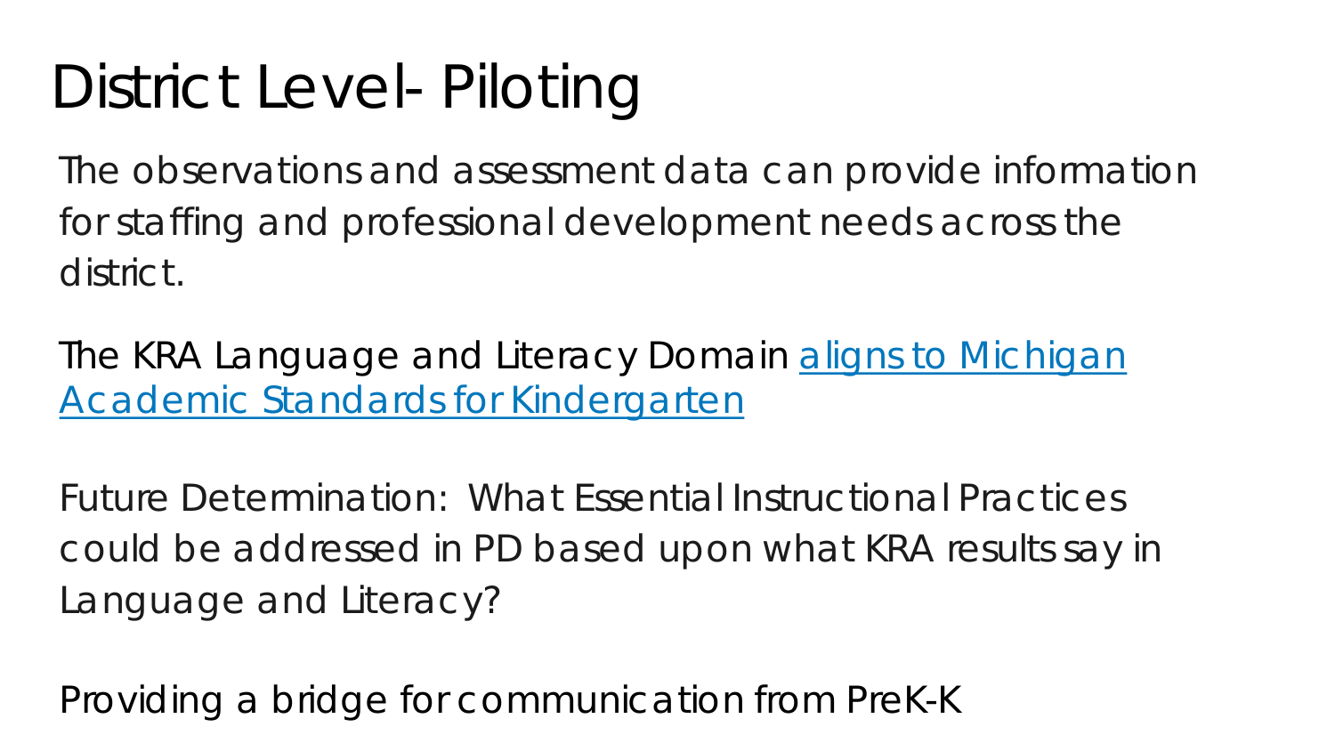# District Level- Piloting

The observations and assessment data can provide information for staffing and professional development needs across the district.

The KRA Language and Literacy Domain aligns to Michigan Academic Standards for Kindergarten

Future Determination: What Essential Instructional Practices could be addressed in PD based upon what KRA results say in Language and Literacy?

Providing a bridge for communication from PreK-K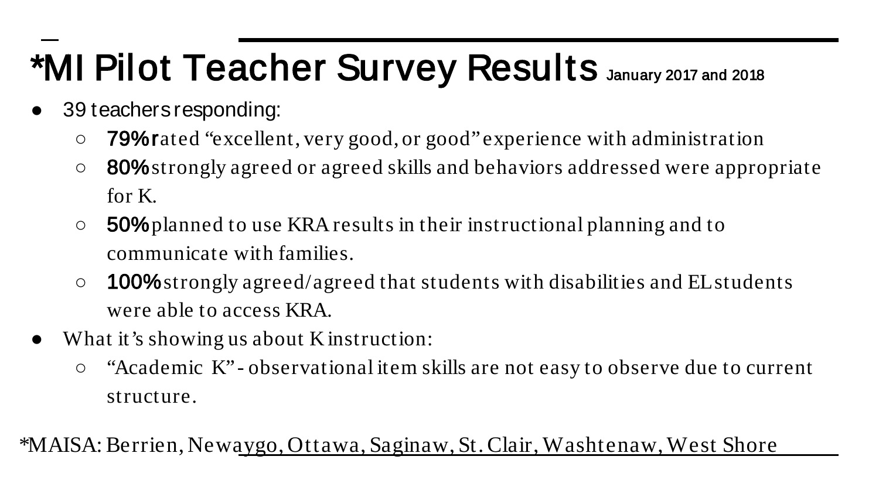# *MI Pilot Teacher Survey Results January 2017 and 2018

- 39 teachers responding:
  - **79%** rated "excellent, very good, or good" experience with administration
  - **80%** strongly agreed or agreed skills and behaviors addressed were appropriate for K.
  - **50%** planned to use KRA results in their instructional planning and to communicate with families.
  - **100%** strongly agreed/agreed that students with disabilities and EL students were able to access KRA.
- What it's showing us about K instruction:
  - "Academic K" - observational item skills are not easy to observe due to current structure.

*MAISA: Berrien, Newaygo, Ottawa, Saginaw, St. Clair, Washtenaw, West Shore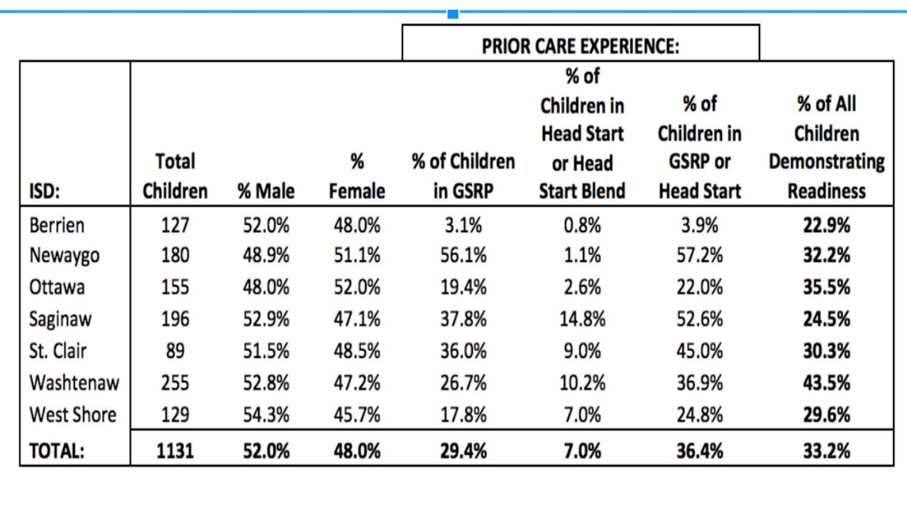| ISD: | Total Children | % Male | % Female | PRIOR CARE EXPERIENCE: % of Children in GSRP | % of Children in Head Start or Head Start Blend | % of Children in GSRP or Head Start | % of All Children Demonstrating Readiness |
|---|---|---|---|---|---|---|---|
| Berrien | 127 | 52.0% | 48.0% | 3.1% | 0.8% | 3.9% | **22.9%** |
| Newaygo | 180 | 48.9% | 51.1% | 56.1% | 1.1% | 57.2% | **32.2%** |
| Ottawa | 155 | 48.0% | 52.0% | 19.4% | 2.6% | 22.0% | **35.5%** |
| Saginaw | 196 | 52.9% | 47.1% | 37.8% | 14.8% | 52.6% | **24.5%** |
| St. Clair | 89 | 51.5% | 48.5% | 36.0% | 9.0% | 45.0% | **30.3%** |
| Washtenaw | 255 | 52.8% | 47.2% | 26.7% | 10.2% | 36.9% | **43.5%** |
| West Shore | 129 | 54.3% | 45.7% | 17.8% | 7.0% | 24.8% | **29.6%** |
| **TOTAL:** | **1131** | **52.0%** | **48.0%** | **29.4%** | **7.0%** | **36.4%** | **33.2%** |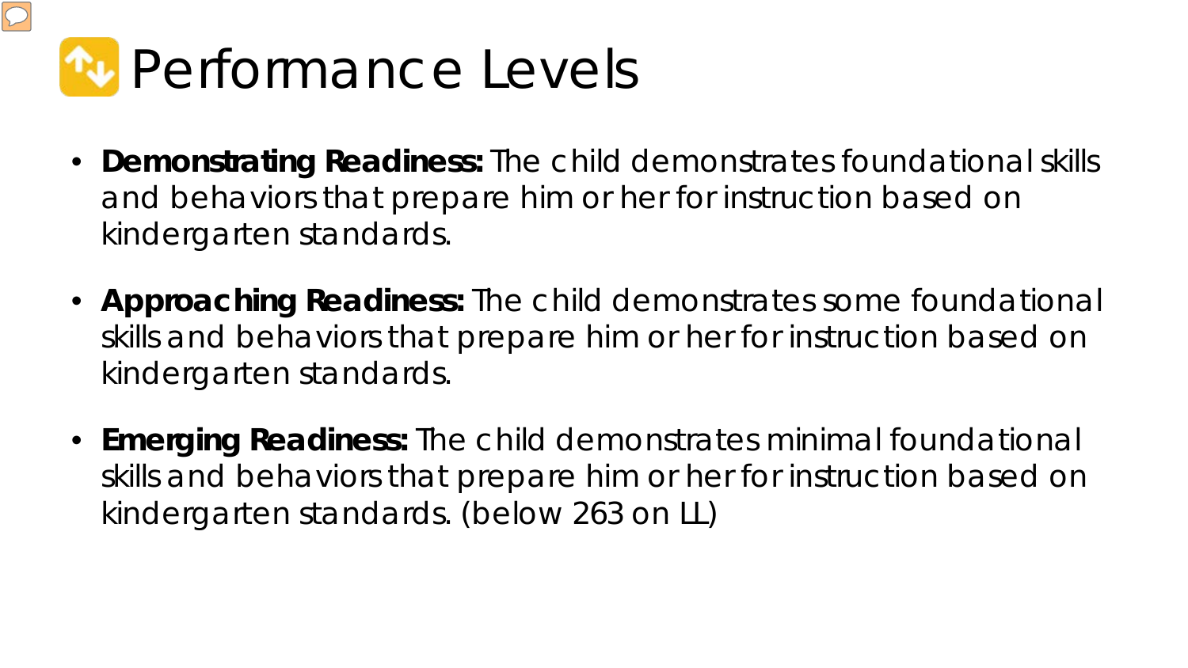# Performance Levels

- **Demonstrating Readiness:** The child demonstrates foundational skills and behaviors that prepare him or her for instruction based on kindergarten standards.

- **Approaching Readiness:** The child demonstrates some foundational skills and behaviors that prepare him or her for instruction based on kindergarten standards.

- **Emerging Readiness:** The child demonstrates minimal foundational skills and behaviors that prepare him or her for instruction based on kindergarten standards. (below 263 on LL)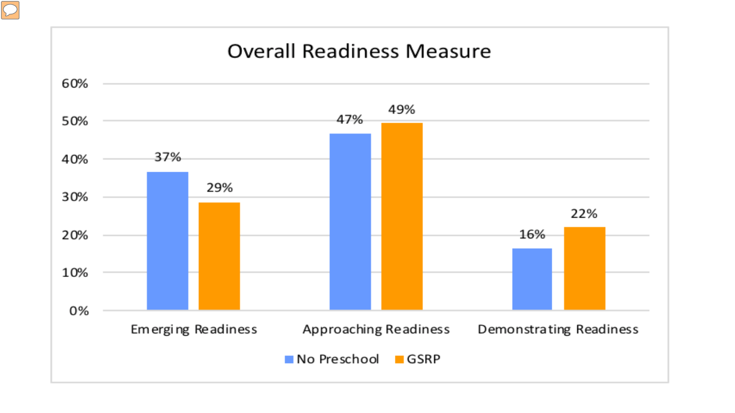Overall Readiness Measure

60%
50%
40%
30%
20%
10%
0%

37%
29%
47%
49%
16%
22%

Emerging Readiness
Approaching Readiness
Demonstrating Readiness

No Preschool
GSRP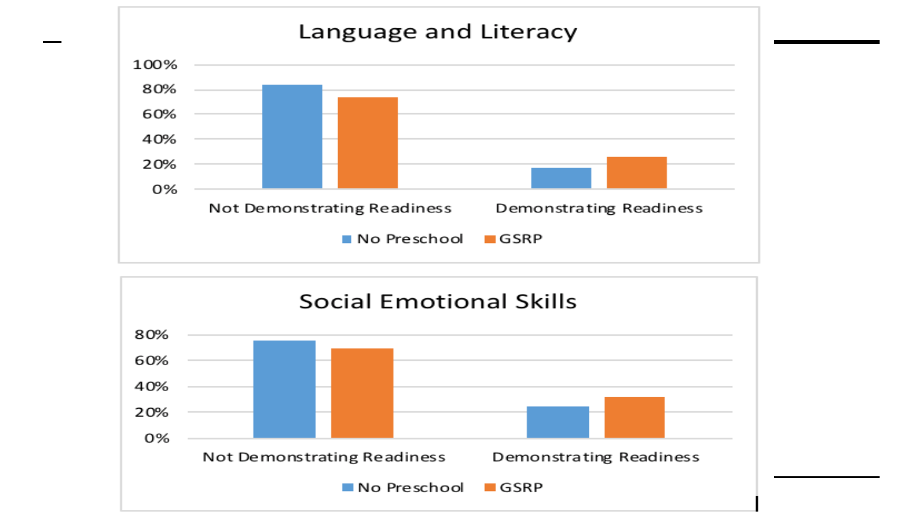Language and Literacy

100%
80%
60%
40%
20%
0%

Not Demonstrating Readiness
Demonstrating Readiness

No Preschool
GSRP

Social Emotional Skills

80%
60%
40%
20%
0%

Not Demonstrating Readiness
Demonstrating Readiness

No Preschool
GSRP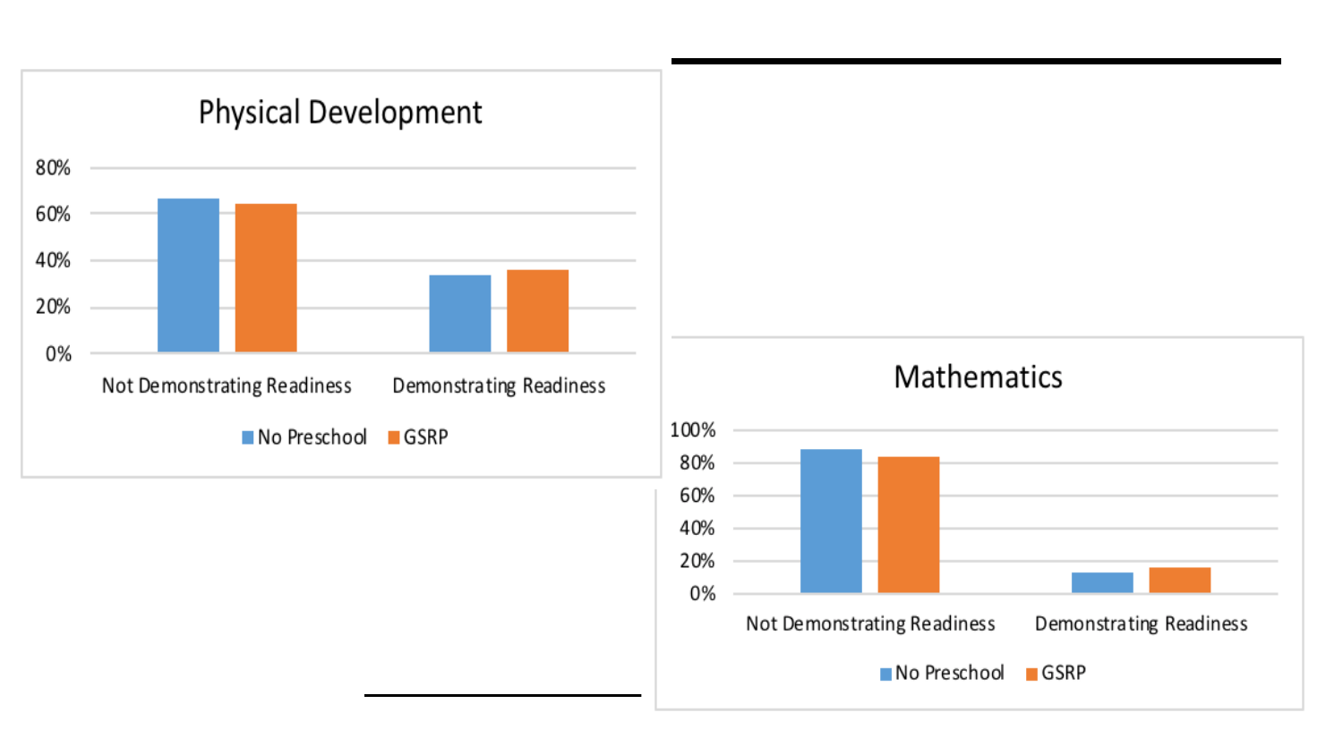Physical Development

80%
60%
40%
20%
0%

Not Demonstrating Readiness
Demonstrating Readiness

No Preschool
GSRP

Mathematics

100%
80%
60%
40%
20%
0%

Not Demonstrating Readiness
Demonstrating Readiness

No Preschool
GSRP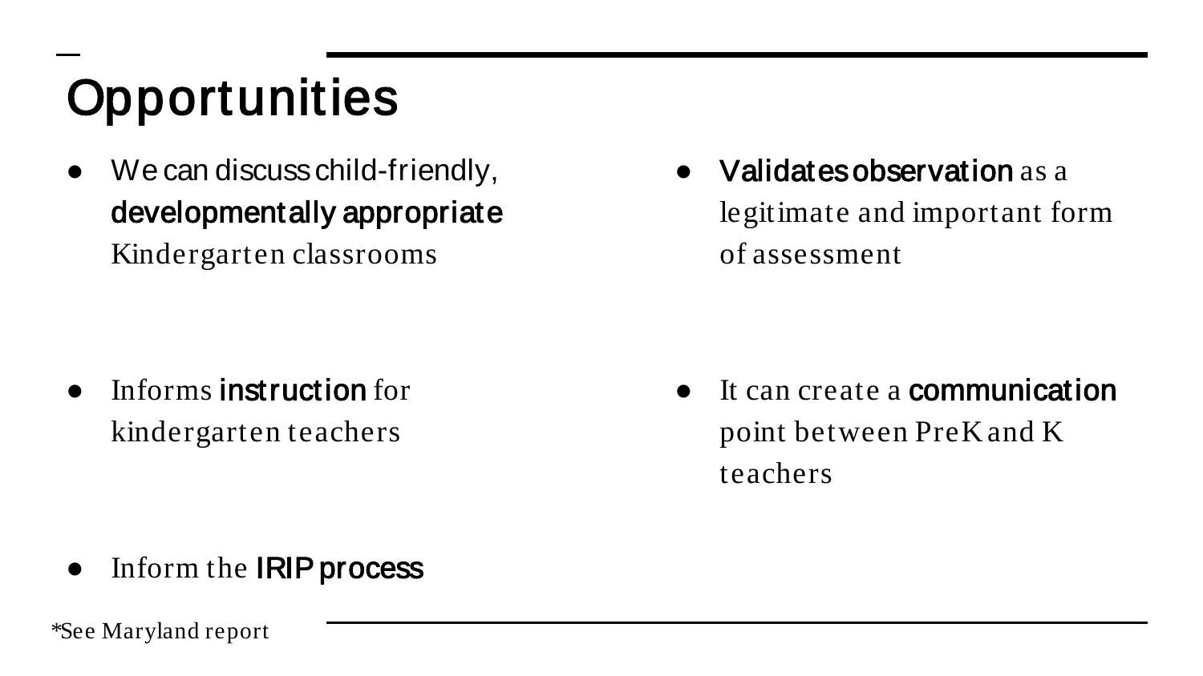# Opportunities

- We can discuss child-friendly, **developmentally appropriate** Kindergarten classrooms
- **Validates observation** as a legitimate and important form of assessment
- Informs **instruction** for kindergarten teachers
- It can create a **communication** point between PreK and K teachers
- Inform the **IRIP process**

*See Maryland report